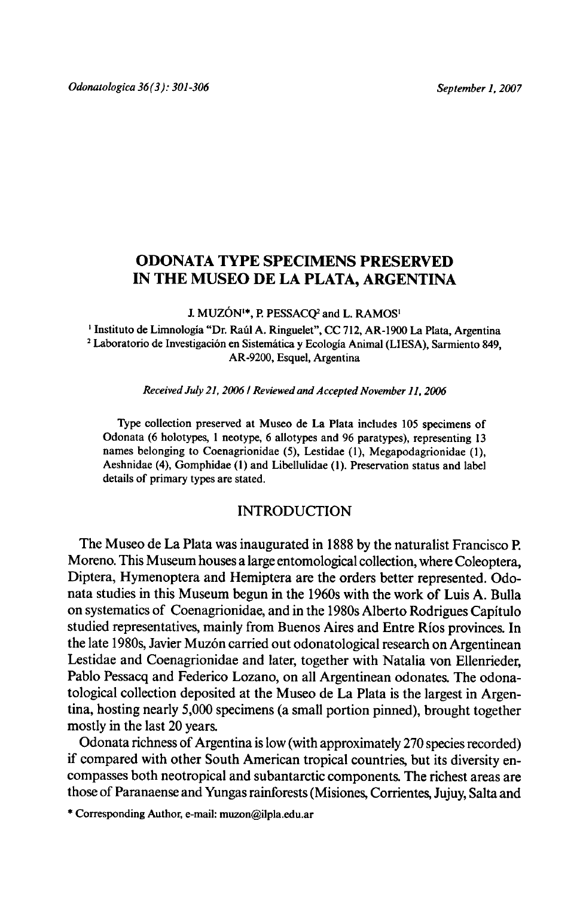# ODONATA TYPE SPECIMENS PRESERVED IN THE MUSEO DE LA PLATA, ARGENTINA

J. MUZÓN[1*], P. PESSACQ[2] and L. RAMOS[1]

[1] Instituto de Limnología "Dr. Raúl A. Ringuelet", CC 712, AR-1900 La Plata, Argentina
[2] Laboratorio de Investigación en Sistemática y Ecología Animal (LIESA), Sarmiento 849, AR-9200, Esquel, Argentina

*Received July 21, 2006 / Reviewed and Accepted November 11, 2006*

Type collection preserved at Museo de La Plata includes 105 specimens of Odonata (6 holotypes, 1 neotype, 6 allotypes and 96 paratypes), representing 13 names belonging to Coenagrionidae (5), Lestidae (1), Megapodagrionidae (1), Aeshnidae (4), Gomphidae (1) and Libellulidae (1). Preservation status and label details of primary types are stated.

## INTRODUCTION

The Museo de La Plata was inaugurated in 1888 by the naturalist Francisco P. Moreno. This Museum houses a large entomological collection, where Coleoptera, Diptera, Hymenoptera and Hemiptera are the orders better represented. Odonata studies in this Museum begun in the 1960s with the work of Luis A. Bulla on systematics of Coenagrionidae, and in the 1980s Alberto Rodrigues Capítulo studied representatives, mainly from Buenos Aires and Entre Ríos provinces. In the late 1980s, Javier Muzón carried out odonatological research on Argentinean Lestidae and Coenagrionidae and later, together with Natalia von Ellenrieder, Pablo Pessacq and Federico Lozano, on all Argentinean odonates. The odonatological collection deposited at the Museo de La Plata is the largest in Argentina, hosting nearly 5,000 specimens (a small portion pinned), brought together mostly in the last 20 years.

Odonata richness of Argentina is low (with approximately 270 species recorded) if compared with other South American tropical countries, but its diversity encompasses both neotropical and subantarctic components. The richest areas are those of Paranaense and Yungas rainforests (Misiones, Corrientes, Jujuy, Salta and

* Corresponding Author, e-mail: muzon@ilpla.edu.ar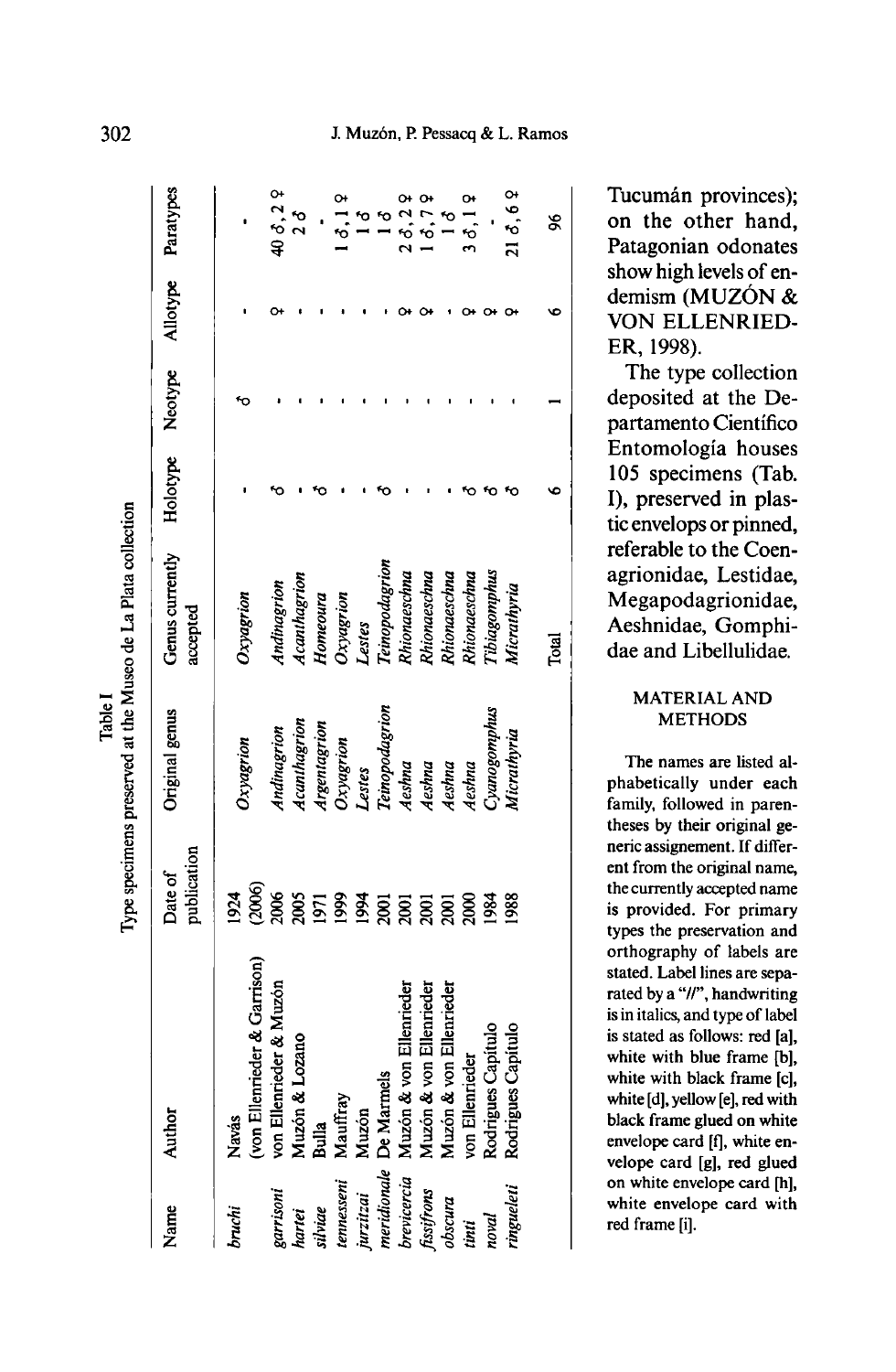Table I
Type specimens preserved at the Museo de La Plata collection

| Name | Author | Date of publication | Original genus | Genus currently accepted | Holotype | Neotype | Allotype | Paratypes |
|---|---|---|---|---|---|---|---|---|
| *bruchi* | Navás (von Ellenrieder & Garrison) | 1924 (2006) | *Oxyagrion* | *Oxyagrion* | - | ♂ | - | - |
| *garrisoni* | von Ellenrieder & Muzón | 2006 | *Andinagrion* | *Andinagrion* | ♂ | - | ♀ | 40 ♂, 2 ♀ |
| *hartei* | Muzón & Lozano | 2005 | *Acanthagrion* | *Acanthagrion* | - | - | - | 2 ♂ |
| *silviae* | Bulla | 1971 | *Argentagrion* | *Homeoura* | ♂ | - | - | - |
| *tennesseni* | Mauffray | 1999 | *Oxyagrion* | *Oxyagrion* | - | - | - | 1 ♂, 1 ♀ |
| *jurzitzai* | Muzón | 1994 | *Lestes* | *Lestes* | - | - | - | 1 ♂ |
| *meridionale* | De Marmels | 2001 | *Teinopodagrion* | *Teinopodagrion* | ♂ | - | - | 1 ♂ |
| *brevicercia* | Muzón & von Ellenrieder | 2001 | *Aeshna* | *Rhionaeschna* | - | - | ♀ | 2 ♂, 2 ♀ |
| *fissifrons* | Muzón & von Ellenrieder | 2001 | *Aeshna* | *Rhionaeschna* | - | - | ♀ | 1 ♂, 7 ♀ |
| *obscura* | Muzón & von Ellenrieder | 2001 | *Aeshna* | *Rhionaeschna* | - | - | - | 1 ♂ |
| *tinti* | von Ellenrieder | 2000 | *Aeshna* | *Rhionaeschna* | ♂ | - | ♀ | 3 ♂, 1 ♀ |
| *novai* | Rodrigues Capítulo | 1984 | *Cyanogomphus* | *Tibiagomphus* | ♂ | - | ♀ | - |
| *ringueleti* | Rodrigues Capítulo | 1988 | *Micrathyria* | *Micrathyria* | ♂ | - | ♀ | 21 ♂, 6 ♀ |
| | | | | Total | 6 | 1 | 6 | 96 |

Tucumán provinces); on the other hand, Patagonian odonates show high levels of endemism (MUZÓN & VON ELLENRIEDER, 1998).

The type collection deposited at the Departamento Científico Entomología houses 105 specimens (Tab. I), preserved in plastic envelops or pinned, referable to the Coenagrionidae, Lestidae, Megapodagrionidae, Aeshnidae, Gomphidae and Libellulidae.

## MATERIAL AND METHODS

The names are listed alphabetically under each family, followed in parentheses by their original generic assignement. If different from the original name, the currently accepted name is provided. For primary types the preservation and orthography of labels are stated. Label lines are separated by a "//", handwriting is in italics, and type of label is stated as follows: red [a], white with blue frame [b], white with black frame [c], white [d], yellow [e], red with black frame glued on white envelope card [f], white envelope card [g], red glued on white envelope card [h], white envelope card with red frame [i].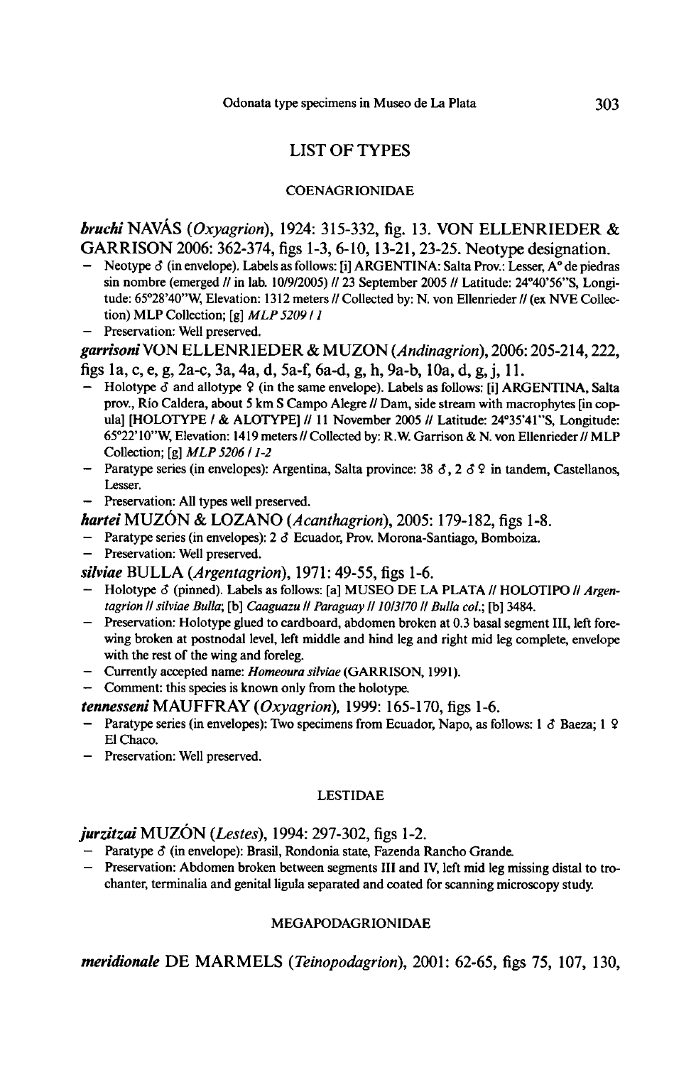## LIST OF TYPES

### COENAGRIONIDAE

***bruchi*** NAVÁS (*Oxyagrion*), 1924: 315-332, fig. 13. VON ELLENRIEDER & GARRISON 2006: 362-374, figs 1-3, 6-10, 13-21, 23-25. Neotype designation.

- Neotype ♂ (in envelope). Labels as follows: [i] ARGENTINA: Salta Prov.: Lesser, A° de piedras sin nombre (emerged // in lab. 10/9/2005) // 23 September 2005 // Latitude: 24°40'56"S, Longitude: 65°28'40"W, Elevation: 1312 meters // Collected by: N. von Ellenrieder // (ex NVE Collection) MLP Collection; [g] *MLP 5209 / 1*
- Preservation: Well preserved.

***garrisoni*** VON ELLENRIEDER & MUZON (*Andinagrion*), 2006: 205-214, 222, figs 1a, c, e, g, 2a-c, 3a, 4a, d, 5a-f, 6a-d, g, h, 9a-b, 10a, d, g, j, 11.

- Holotype ♂ and allotype ♀ (in the same envelope). Labels as follows: [i] ARGENTINA, Salta prov., Río Caldera, about 5 km S Campo Alegre // Dam, side stream with macrophytes [in copula] [HOLOTYPE / & ALOTYPE] // 11 November 2005 // Latitude: 24°35'41"S, Longitude: 65°22'10"W, Elevation: 1419 meters // Collected by: R.W. Garrison & N. von Ellenrieder // MLP Collection; [g] *MLP 5206 / 1-2*
- Paratype series (in envelopes): Argentina, Salta province: 38 ♂, 2 ♂ ♀ in tandem, Castellanos, Lesser.
- Preservation: All types well preserved.

***hartei*** MUZÓN & LOZANO (*Acanthagrion*), 2005: 179-182, figs 1-8.

- Paratype series (in envelopes): 2 ♂ Ecuador, Prov. Morona-Santiago, Bomboiza.
- Preservation: Well preserved.

***silviae*** BULLA (*Argentagrion*), 1971: 49-55, figs 1-6.

- Holotype ♂ (pinned). Labels as follows: [a] MUSEO DE LA PLATA // HOLOTIPO // *Argentagrion // silviae Bulla*; [b] *Caaguazu // Paraguay // 10/3/70 // Bulla col.*; [b] 3484.
- Preservation: Holotype glued to cardboard, abdomen broken at 0.3 basal segment III, left forewing broken at postnodal level, left middle and hind leg and right mid leg complete, envelope with the rest of the wing and foreleg.
- Currently accepted name: *Homeoura silviae* (GARRISON, 1991).
- Comment: this species is known only from the holotype.

***tennesseni*** MAUFFRAY (*Oxyagrion*), 1999: 165-170, figs 1-6.

- Paratype series (in envelopes): Two specimens from Ecuador, Napo, as follows: 1 ♂ Baeza; 1 ♀ El Chaco.
- Preservation: Well preserved.

### LESTIDAE

***jurzitzai*** MUZÓN (*Lestes*), 1994: 297-302, figs 1-2.

- Paratype ♂ (in envelope): Brasil, Rondonia state, Fazenda Rancho Grande.
- Preservation: Abdomen broken between segments III and IV, left mid leg missing distal to trochanter, terminalia and genital ligula separated and coated for scanning microscopy study.

### MEGAPODAGRIONIDAE

***meridionale*** DE MARMELS (*Teinopodagrion*), 2001: 62-65, figs 75, 107, 130,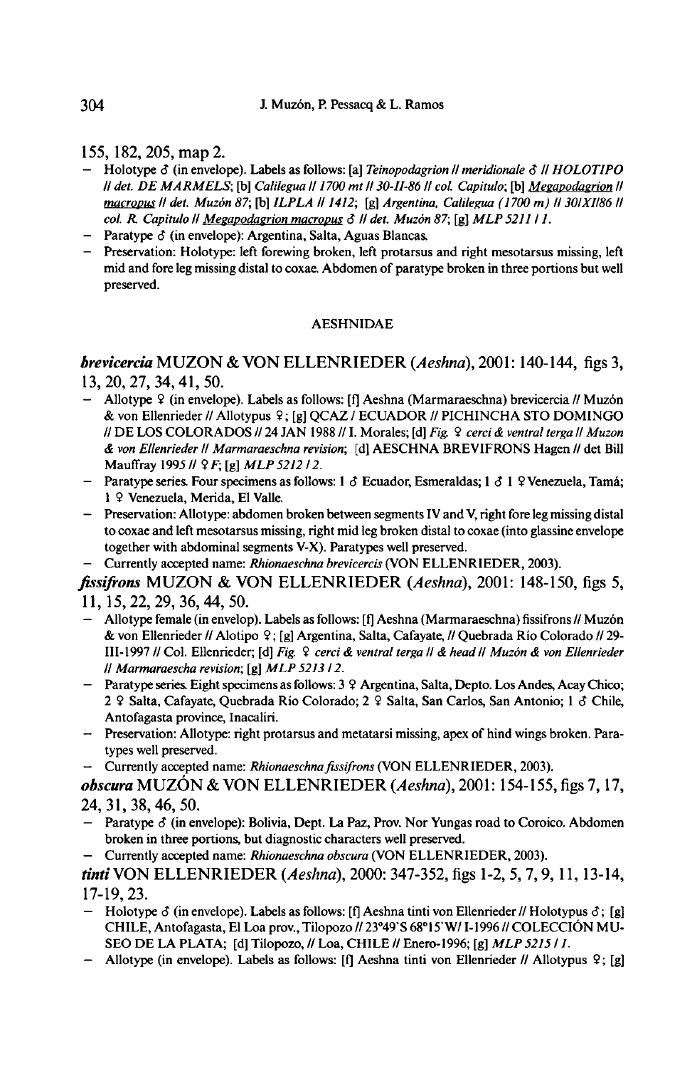155, 182, 205, map 2.

- Holotype ♂ (in envelope). Labels as follows: [a] *Teinopodagrion // meridionale ♂ // HOLOTIPO // det. DE MARMELS*; [b] *Calilegua // 1700 mt // 30-II-86 // col. Capitulo*; [b] *Megapodagrion // macropus // det. Muzón 87*; [b] *ILPLA // 1412*; [g] *Argentina, Calilegua (1700 m) // 30/XI/86 // col. R. Capitulo // Megapodagrion macropus ♂ // det. Muzón 87*; [g] *MLP 5211 / 1.*
- Paratype ♂ (in envelope): Argentina, Salta, Aguas Blancas.
- Preservation: Holotype: left forewing broken, left protarsus and right mesotarsus missing, left mid and fore leg missing distal to coxae. Abdomen of paratype broken in three portions but well preserved.

## AESHNIDAE

***brevicercia*** MUZON & VON ELLENRIEDER (*Aeshna*), 2001: 140-144, figs 3, 13, 20, 27, 34, 41, 50.

- Allotype ♀ (in envelope). Labels as follows: [f] Aeshna (Marmaraeschna) brevicercia // Muzón & von Ellenrieder // Allotypus ♀; [g] QCAZ / ECUADOR // PICHINCHA STO DOMINGO // DE LOS COLORADOS // 24 JAN 1988 // I. Morales; [d] *Fig. ♀ cerci & ventral terga // Muzon & von Ellenrieder // Marmaraeschna revision*; [d] AESCHNA BREVIFRONS Hagen // det Bill Mauffray 1995 // ♀ *F*; [g] *MLP 5212 / 2.*
- Paratype series. Four specimens as follows: 1 ♂ Ecuador, Esmeraldas; 1 ♂ 1 ♀ Venezuela, Tamá; 1 ♀ Venezuela, Merida, El Valle.
- Preservation: Allotype: abdomen broken between segments IV and V, right fore leg missing distal to coxae and left mesotarsus missing, right mid leg broken distal to coxae (into glassine envelope together with abdominal segments V-X). Paratypes well preserved.
- Currently accepted name: *Rhionaeschna brevicercis* (VON ELLENRIEDER, 2003).

***fissifrons*** MUZON & VON ELLENRIEDER (*Aeshna*), 2001: 148-150, figs 5, 11, 15, 22, 29, 36, 44, 50.

- Allotype female (in envelop). Labels as follows: [f] Aeshna (Marmaraeschna) fissifrons // Muzón & von Ellenrieder // Alotipo ♀; [g] Argentina, Salta, Cafayate, // Quebrada Río Colorado // 29-III-1997 // Col. Ellenrieder; [d] *Fig. ♀ cerci & ventral terga // & head // Muzón & von Ellenrieder // Marmaraescha revision*; [g] *MLP 5213 / 2.*
- Paratype series. Eight specimens as follows: 3 ♀ Argentina, Salta, Depto. Los Andes, Acay Chico; 2 ♀ Salta, Cafayate, Quebrada Río Colorado; 2 ♀ Salta, San Carlos, San Antonio; 1 ♂ Chile, Antofagasta province, Inacaliri.
- Preservation: Allotype: right protarsus and metatarsi missing, apex of hind wings broken. Paratypes well preserved.
- Currently accepted name: *Rhionaeschna fissifrons* (VON ELLENRIEDER, 2003).

***obscura*** MUZÓN & VON ELLENRIEDER (*Aeshna*), 2001: 154-155, figs 7, 17, 24, 31, 38, 46, 50.

- Paratype ♂ (in envelope): Bolivia, Dept. La Paz, Prov. Nor Yungas road to Coroico. Abdomen broken in three portions, but diagnostic characters well preserved.
- Currently accepted name: *Rhionaeschna obscura* (VON ELLENRIEDER, 2003).

***tinti*** VON ELLENRIEDER (*Aeshna*), 2000: 347-352, figs 1-2, 5, 7, 9, 11, 13-14, 17-19, 23.

- Holotype ♂ (in envelope). Labels as follows: [f] Aeshna tinti von Ellenrieder // Holotypus ♂; [g] CHILE, Antofagasta, El Loa prov., Tilopozo // 23°49'S 68°15'W/ I-1996 // COLECCIÓN MUSEO DE LA PLATA; [d] Tilopozo, // Loa, CHILE // Enero-1996; [g] *MLP 5215 / 1.*
- Allotype (in envelope). Labels as follows: [f] Aeshna tinti von Ellenrieder // Allotypus ♀; [g]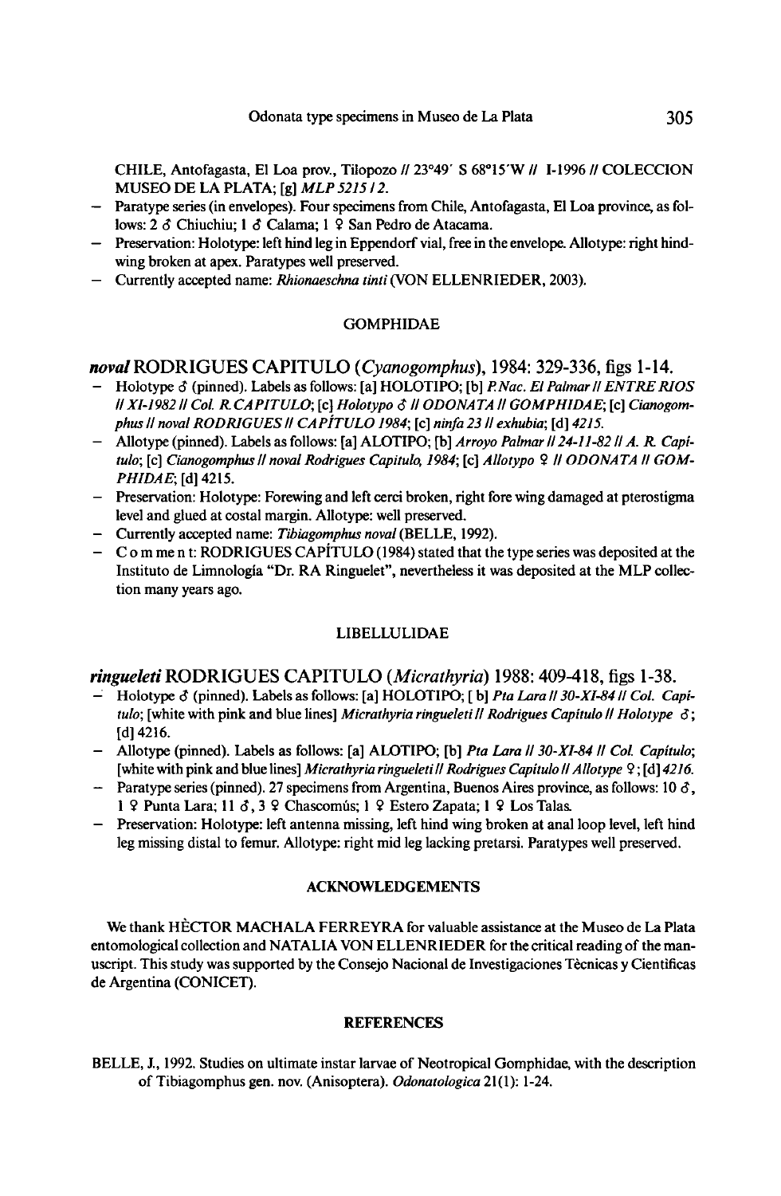CHILE, Antofagasta, El Loa prov., Tilopozo // 23°49′ S 68°15′W // I-1996 // COLECCION MUSEO DE LA PLATA; [g] *MLP 5215 / 2*.

- Paratype series (in envelopes). Four specimens from Chile, Antofagasta, El Loa province, as follows: 2 ♂ Chiuchiu; 1 ♂ Calama; 1 ♀ San Pedro de Atacama.
- Preservation: Holotype: left hind leg in Eppendorf vial, free in the envelope. Allotype: right hindwing broken at apex. Paratypes well preserved.
- Currently accepted name: *Rhionaeschna tinti* (VON ELLENRIEDER, 2003).

## GOMPHIDAE

### *noval* RODRIGUES CAPITULO (*Cyanogomphus*), 1984: 329-336, figs 1-14.

- Holotype ♂ (pinned). Labels as follows: [a] HOLOTIPO; [b] *P. Nac. El Palmar // ENTRE RIOS // XI-1982 // Col. R. CAPITULO*; [c] *Holotypo ♂ // ODONATA // GOMPHIDAE*; [c] *Cianogomphus // noval RODRIGUES // CAPÍTULO 1984*; [c] *ninfa 23 // exhubia*; [d] *4215*.
- Allotype (pinned). Labels as follows: [a] ALOTIPO; [b] *Arroyo Palmar // 24-11-82 // A. R. Capitulo*; [c] *Cianogomphus // noval Rodrigues Capitulo, 1984*; [c] *Allotypo ♀ // ODONATA // GOMPHIDAE*; [d] 4215.
- Preservation: Holotype: Forewing and left cerci broken, right fore wing damaged at pterostigma level and glued at costal margin. Allotype: well preserved.
- Currently accepted name: *Tibiagomphus noval* (BELLE, 1992).
- Comment: RODRIGUES CAPÍTULO (1984) stated that the type series was deposited at the Instituto de Limnología "Dr. RA Ringuelet", nevertheless it was deposited at the MLP collection many years ago.

## LIBELLULIDAE

### *ringueleti* RODRIGUES CAPITULO (*Micrathyria*) 1988: 409-418, figs 1-38.

- Holotype ♂ (pinned). Labels as follows: [a] HOLOTIPO; [b] *Pta Lara // 30-XI-84 // Col. Capitulo*; [white with pink and blue lines] *Micrathyria ringueleti // Rodrigues Capitulo // Holotype ♂*; [d] 4216.
- Allotype (pinned). Labels as follows: [a] ALOTIPO; [b] *Pta Lara // 30-XI-84 // Col. Capitulo*; [white with pink and blue lines] *Micrathyria ringueleti // Rodrigues Capitulo // Allotype ♀*; [d] *4216*.
- Paratype series (pinned). 27 specimens from Argentina, Buenos Aires province, as follows: 10 ♂, 1 ♀ Punta Lara; 11 ♂, 3 ♀ Chascomús; 1 ♀ Estero Zapata; 1 ♀ Los Talas.
- Preservation: Holotype: left antenna missing, left hind wing broken at anal loop level, left hind leg missing distal to femur. Allotype: right mid leg lacking pretarsi. Paratypes well preserved.

## ACKNOWLEDGEMENTS

We thank HÈCTOR MACHALA FERREYRA for valuable assistance at the Museo de La Plata entomological collection and NATALIA VON ELLENRIEDER for the critical reading of the manuscript. This study was supported by the Consejo Nacional de Investigaciones Tècnicas y Cientificas de Argentina (CONICET).

## REFERENCES

BELLE, J., 1992. Studies on ultimate instar larvae of Neotropical Gomphidae, with the description of Tibiagomphus gen. nov. (Anisoptera). *Odonatologica* 21(1): 1-24.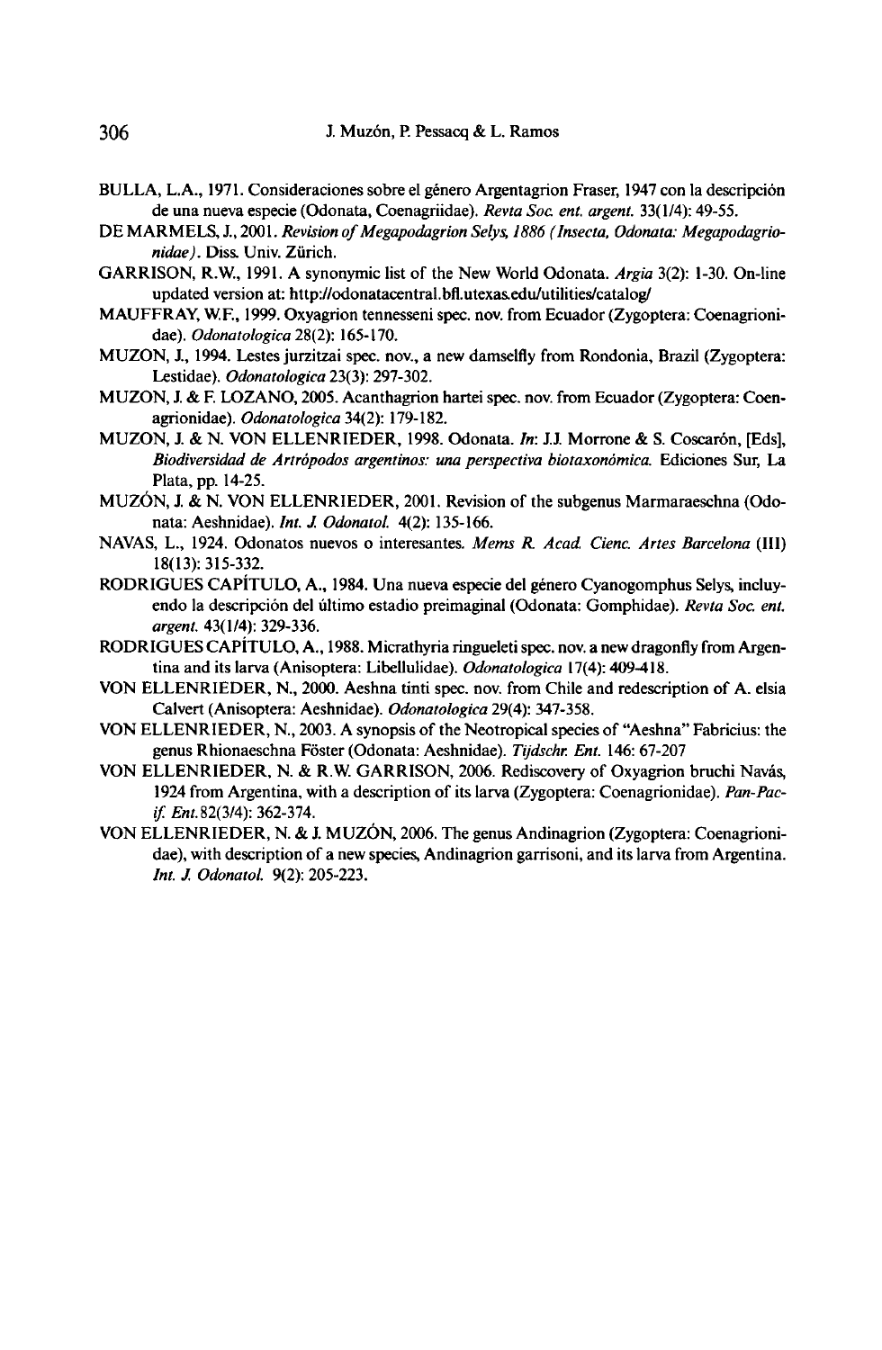BULLA, L.A., 1971. Consideraciones sobre el género Argentagrion Fraser, 1947 con la descripción de una nueva especie (Odonata, Coenagriidae). *Revta Soc. ent. argent.* 33(1/4): 49-55.

DE MARMELS, J., 2001. *Revision of Megapodagrion Selys, 1886 (Insecta, Odonata: Megapodagrionidae)*. Diss. Univ. Zürich.

GARRISON, R.W., 1991. A synonymic list of the New World Odonata. *Argia* 3(2): 1-30. On-line updated version at: http://odonatacentral.bfl.utexas.edu/utilities/catalog/

MAUFFRAY, W.F., 1999. Oxyagrion tennesseni spec. nov. from Ecuador (Zygoptera: Coenagrionidae). *Odonatologica* 28(2): 165-170.

MUZON, J., 1994. Lestes jurzitzai spec. nov., a new damselfly from Rondonia, Brazil (Zygoptera: Lestidae). *Odonatologica* 23(3): 297-302.

MUZON, J. & F. LOZANO, 2005. Acanthagrion hartei spec. nov. from Ecuador (Zygoptera: Coenagrionidae). *Odonatologica* 34(2): 179-182.

MUZON, J. & N. VON ELLENRIEDER, 1998. Odonata. *In*: J.J. Morrone & S. Coscarón, [Eds], *Biodiversidad de Artrópodos argentinos: una perspectiva biotaxonómica*. Ediciones Sur, La Plata, pp. 14-25.

MUZÓN, J. & N. VON ELLENRIEDER, 2001. Revision of the subgenus Marmaraeschna (Odonata: Aeshnidae). *Int. J. Odonatol.* 4(2): 135-166.

NAVAS, L., 1924. Odonatos nuevos o interesantes. *Mems R. Acad. Cienc. Artes Barcelona* (III) 18(13): 315-332.

RODRIGUES CAPÍTULO, A., 1984. Una nueva especie del género Cyanogomphus Selys, incluyendo la descripción del último estadio preimaginal (Odonata: Gomphidae). *Revta Soc. ent. argent.* 43(1/4): 329-336.

RODRIGUES CAPÍTULO, A., 1988. Micrathyria ringueleti spec. nov. a new dragonfly from Argentina and its larva (Anisoptera: Libellulidae). *Odonatologica* 17(4): 409-418.

VON ELLENRIEDER, N., 2000. Aeshna tinti spec. nov. from Chile and redescription of A. elsia Calvert (Anisoptera: Aeshnidae). *Odonatologica* 29(4): 347-358.

VON ELLENRIEDER, N., 2003. A synopsis of the Neotropical species of "Aeshna" Fabricius: the genus Rhionaeschna Föster (Odonata: Aeshnidae). *Tijdschr. Ent.* 146: 67-207

VON ELLENRIEDER, N. & R.W. GARRISON, 2006. Rediscovery of Oxyagrion bruchi Navás, 1924 from Argentina, with a description of its larva (Zygoptera: Coenagrionidae). *Pan-Pacif. Ent.*82(3/4): 362-374.

VON ELLENRIEDER, N. & J. MUZÓN, 2006. The genus Andinagrion (Zygoptera: Coenagrionidae), with description of a new species, Andinagrion garrisoni, and its larva from Argentina. *Int. J. Odonatol.* 9(2): 205-223.